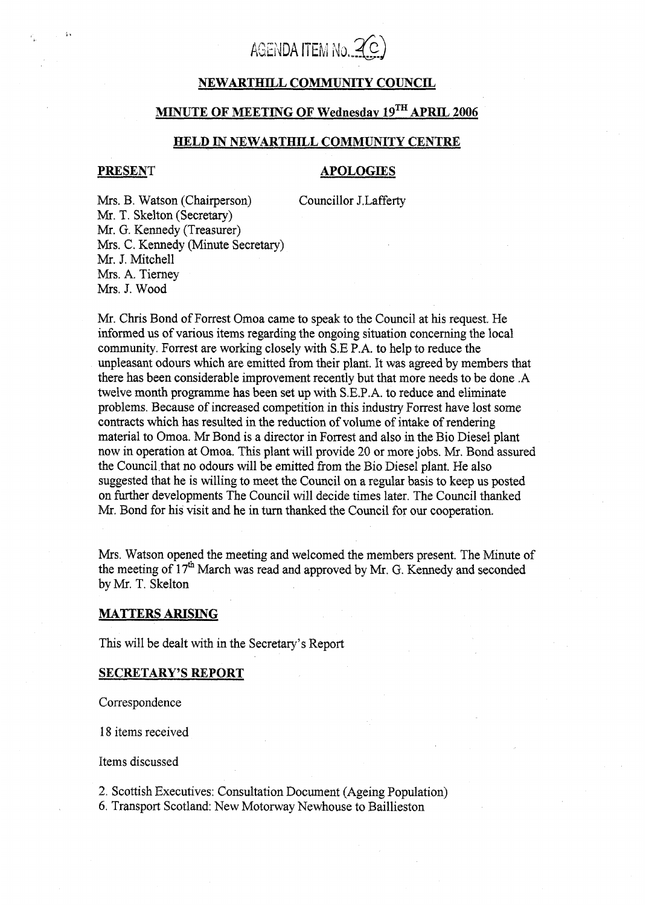AGENDA ITEM No. 2(c)

## NEWARTHILL COMMUNITY COUNCIL

## MINUTE OF MEETING OF Wednesday 19TH APRIL 2006

## HELD IN NEWARTHILL COMMUNITY CENTRE

| **PRESENT** | **APOLOGIES** |
| --- | --- |
| Mrs. B. Watson (Chairperson) | Councillor J.Lafferty |
| Mr. T. Skelton (Secretary) | |
| Mr. G. Kennedy (Treasurer) | |
| Mrs. C. Kennedy (Minute Secretary) | |
| Mr. J. Mitchell | |
| Mrs. A. Tierney | |
| Mrs. J. Wood | |

Mr. Chris Bond of Forrest Omoa came to speak to the Council at his request. He informed us of various items regarding the ongoing situation concerning the local community. Forrest are working closely with S.E P.A. to help to reduce the unpleasant odours which are emitted from their plant. It was agreed by members that there has been considerable improvement recently but that more needs to be done .A twelve month programme has been set up with S.E.P.A. to reduce and eliminate problems. Because of increased competition in this industry Forrest have lost some contracts which has resulted in the reduction of volume of intake of rendering material to Omoa. Mr Bond is a director in Forrest and also in the Bio Diesel plant now in operation at Omoa. This plant will provide 20 or more jobs. Mr. Bond assured the Council that no odours will be emitted from the Bio Diesel plant. He also suggested that he is willing to meet the Council on a regular basis to keep us posted on further developments The Council will decide times later. The Council thanked Mr. Bond for his visit and he in turn thanked the Council for our cooperation.

Mrs. Watson opened the meeting and welcomed the members present. The Minute of the meeting of 17th March was read and approved by Mr. G. Kennedy and seconded by Mr. T. Skelton

### MATTERS ARISING

This will be dealt with in the Secretary's Report

### SECRETARY'S REPORT

Correspondence

18 items received

Items discussed

2. Scottish Executives: Consultation Document (Ageing Population)
6. Transport Scotland: New Motorway Newhouse to Baillieston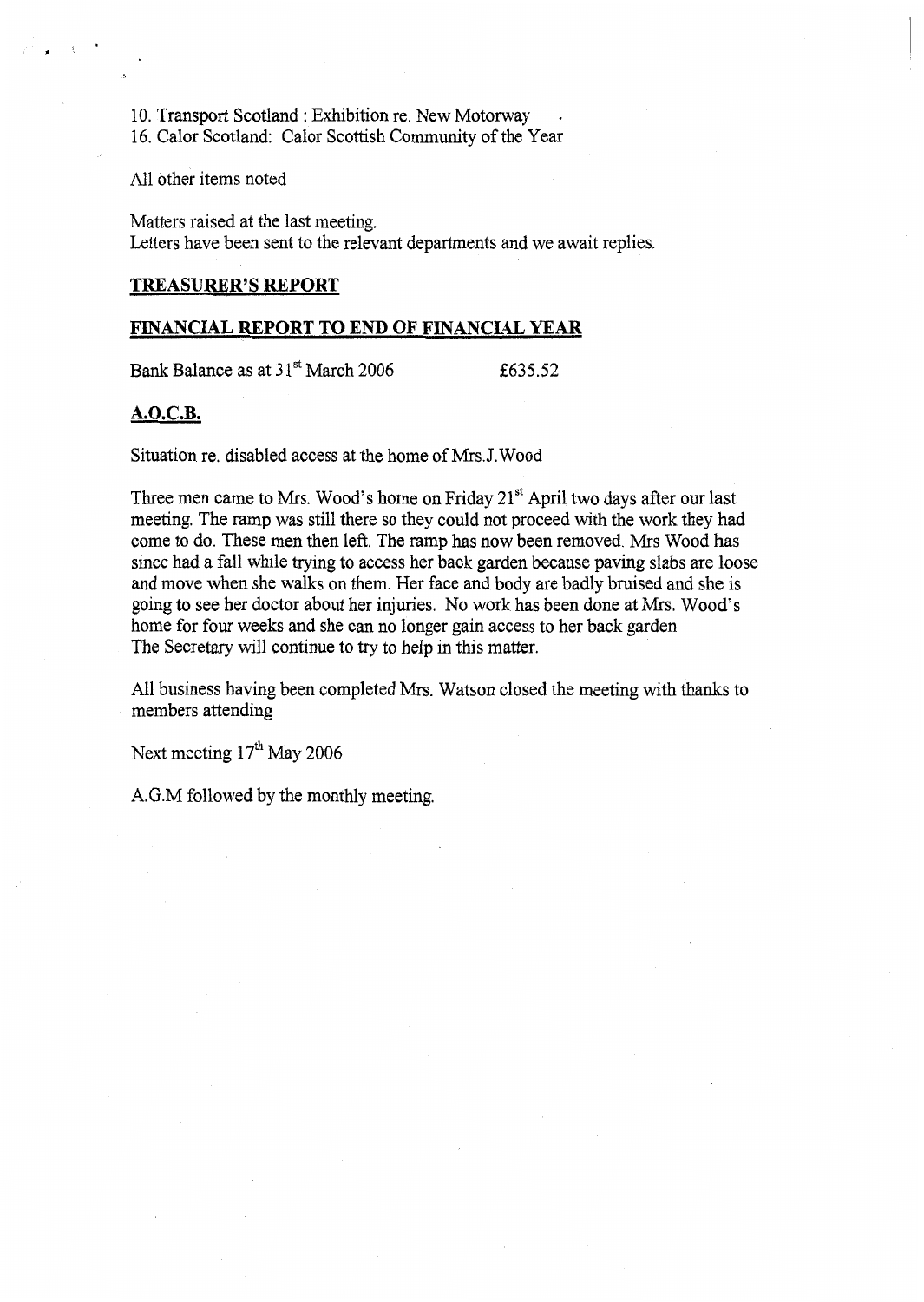10. Transport Scotland : Exhibition re. New Motorway
16. Calor Scotland: Calor Scottish Community of the Year

All other items noted

Matters raised at the last meeting.
Letters have been sent to the relevant departments and we await replies.

## TREASURER'S REPORT

## FINANCIAL REPORT TO END OF FINANCIAL YEAR

Bank Balance as at 31st March 2006 £635.52

## A.O.C.B.

Situation re. disabled access at the home of Mrs.J.Wood

Three men came to Mrs. Wood's home on Friday 21st April two days after our last meeting. The ramp was still there so they could not proceed with the work they had come to do. These men then left. The ramp has now been removed. Mrs Wood has since had a fall while trying to access her back garden because paving slabs are loose and move when she walks on them. Her face and body are badly bruised and she is going to see her doctor about her injuries. No work has been done at Mrs. Wood's home for four weeks and she can no longer gain access to her back garden
The Secretary will continue to try to help in this matter.

All business having been completed Mrs. Watson closed the meeting with thanks to members attending

Next meeting 17th May 2006

A.G.M followed by the monthly meeting.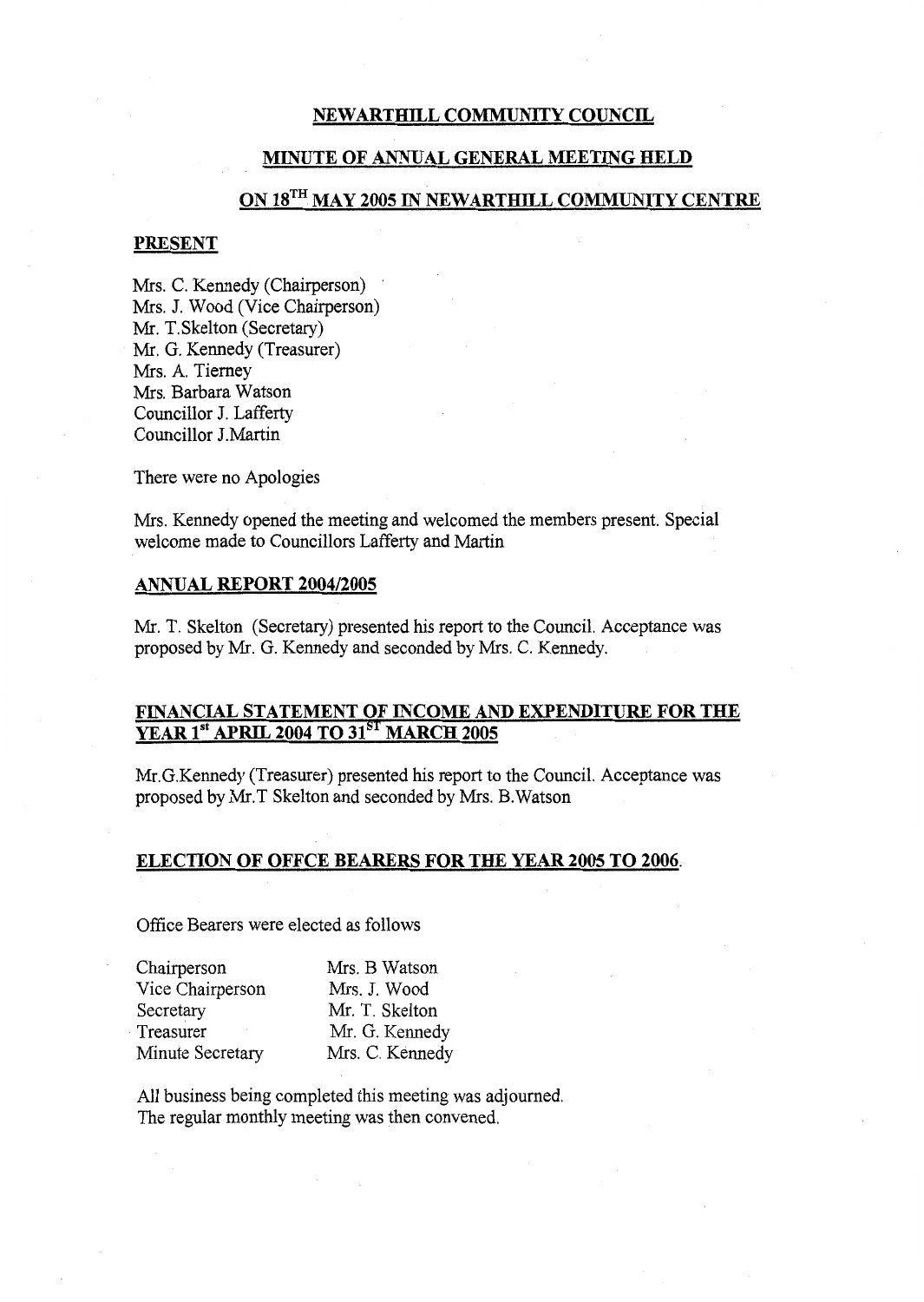# NEWARTHILL COMMUNITY COUNCIL

## MINUTE OF ANNUAL GENERAL MEETING HELD

## ON 18TH MAY 2005 IN NEWARTHILL COMMUNITY CENTRE

### PRESENT

Mrs. C. Kennedy (Chairperson)
Mrs. J. Wood (Vice Chairperson)
Mr. T.Skelton (Secretary)
Mr. G. Kennedy (Treasurer)
Mrs. A. Tierney
Mrs. Barbara Watson
Councillor J. Lafferty
Councillor J.Martin

There were no Apologies

Mrs. Kennedy opened the meeting and welcomed the members present. Special welcome made to Councillors Lafferty and Martin

### ANNUAL REPORT 2004/2005

Mr. T. Skelton (Secretary) presented his report to the Council. Acceptance was proposed by Mr. G. Kennedy and seconded by Mrs. C. Kennedy.

### FINANCIAL STATEMENT OF INCOME AND EXPENDITURE FOR THE YEAR 1st APRIL 2004 TO 31ST MARCH 2005

Mr.G.Kennedy (Treasurer) presented his report to the Council. Acceptance was proposed by Mr.T Skelton and seconded by Mrs. B.Watson

### ELECTION OF OFFCE BEARERS FOR THE YEAR 2005 TO 2006.

Office Bearers were elected as follows

| | |
|---|---|
| Chairperson | Mrs. B Watson |
| Vice Chairperson | Mrs. J. Wood |
| Secretary | Mr. T. Skelton |
| Treasurer | Mr. G. Kennedy |
| Minute Secretary | Mrs. C. Kennedy |

All business being completed this meeting was adjourned.
The regular monthly meeting was then convened.